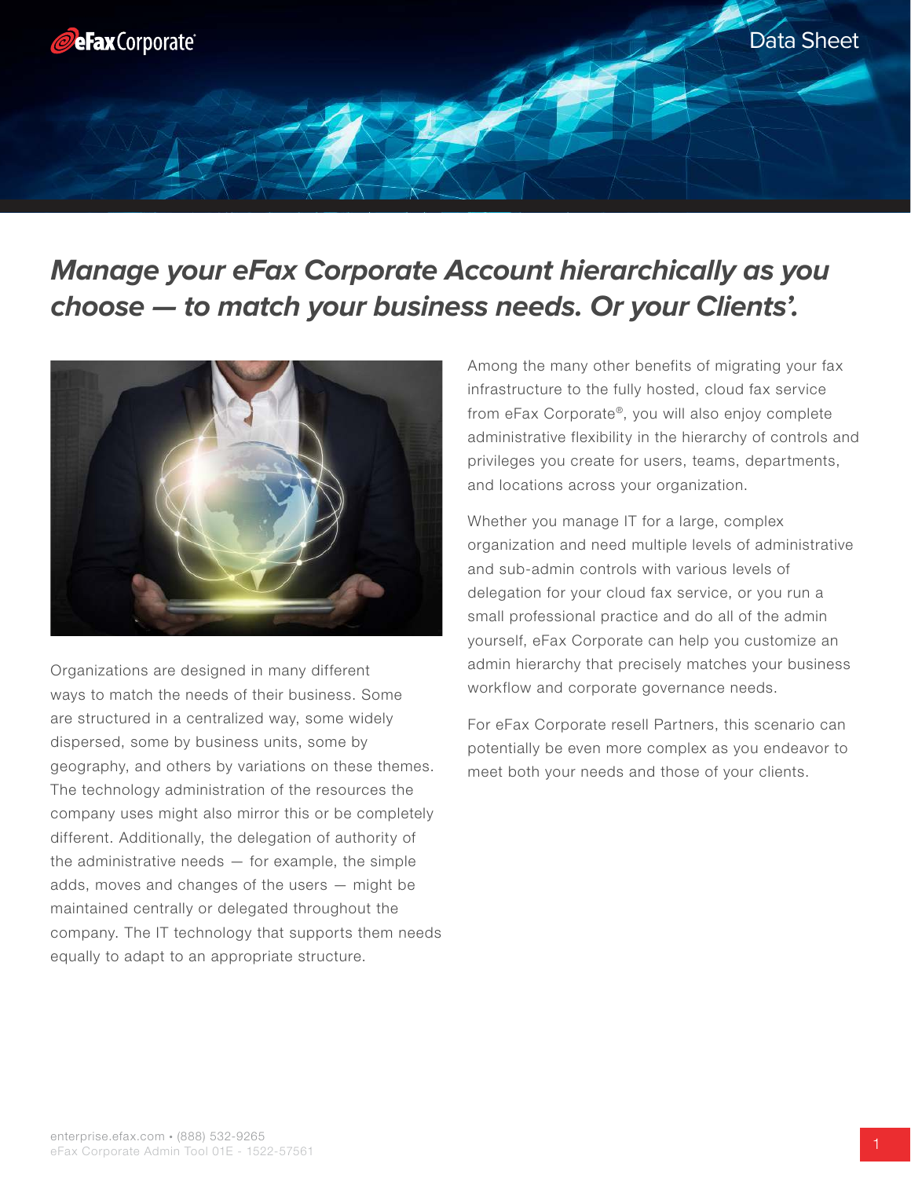# *Manage your eFax Corporate Account hierarchically as you choose — to match your business needs. Or your Clients'.*

Organizations are designed in many different ways to match the needs of their business. Some are structured in a centralized way, some widely dispersed, some by business units, some by geography, and others by variations on these themes. The technology administration of the resources the company uses might also mirror this or be completely different. Additionally, the delegation of authority of the administrative needs — for example, the simple adds, moves and changes of the users — might be maintained centrally or delegated throughout the company. The IT technology that supports them needs equally to adapt to an appropriate structure.

Among the many other benefits of migrating your fax infrastructure to the fully hosted, cloud fax service from eFax Corporate®, you will also enjoy complete administrative flexibility in the hierarchy of controls and privileges you create for users, teams, departments, and locations across your organization.

Whether you manage IT for a large, complex organization and need multiple levels of administrative and sub-admin controls with various levels of delegation for your cloud fax service, or you run a small professional practice and do all of the admin yourself, eFax Corporate can help you customize an admin hierarchy that precisely matches your business workflow and corporate governance needs.

For eFax Corporate resell Partners, this scenario can potentially be even more complex as you endeavor to meet both your needs and those of your clients.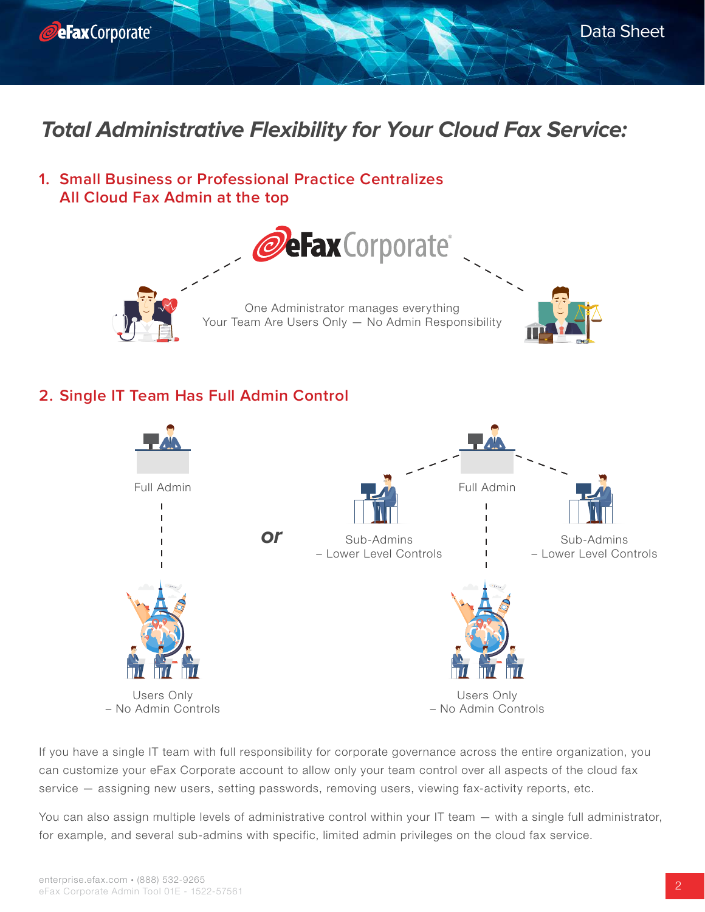## *Total Administrative Flexibility for Your Cloud Fax Service:*

### 1. Small Business or Professional Practice Centralizes All Cloud Fax Admin at the top

One Administrator manages everything
Your Team Are Users Only — No Admin Responsibility

### 2. Single IT Team Has Full Admin Control

Full Admin

Users Only
– No Admin Controls

*or*

Full Admin

Sub-Admins
– Lower Level Controls

Sub-Admins
– Lower Level Controls

Users Only
– No Admin Controls

If you have a single IT team with full responsibility for corporate governance across the entire organization, you can customize your eFax Corporate account to allow only your team control over all aspects of the cloud fax service — assigning new users, setting passwords, removing users, viewing fax-activity reports, etc.

You can also assign multiple levels of administrative control within your IT team — with a single full administrator, for example, and several sub-admins with specific, limited admin privileges on the cloud fax service.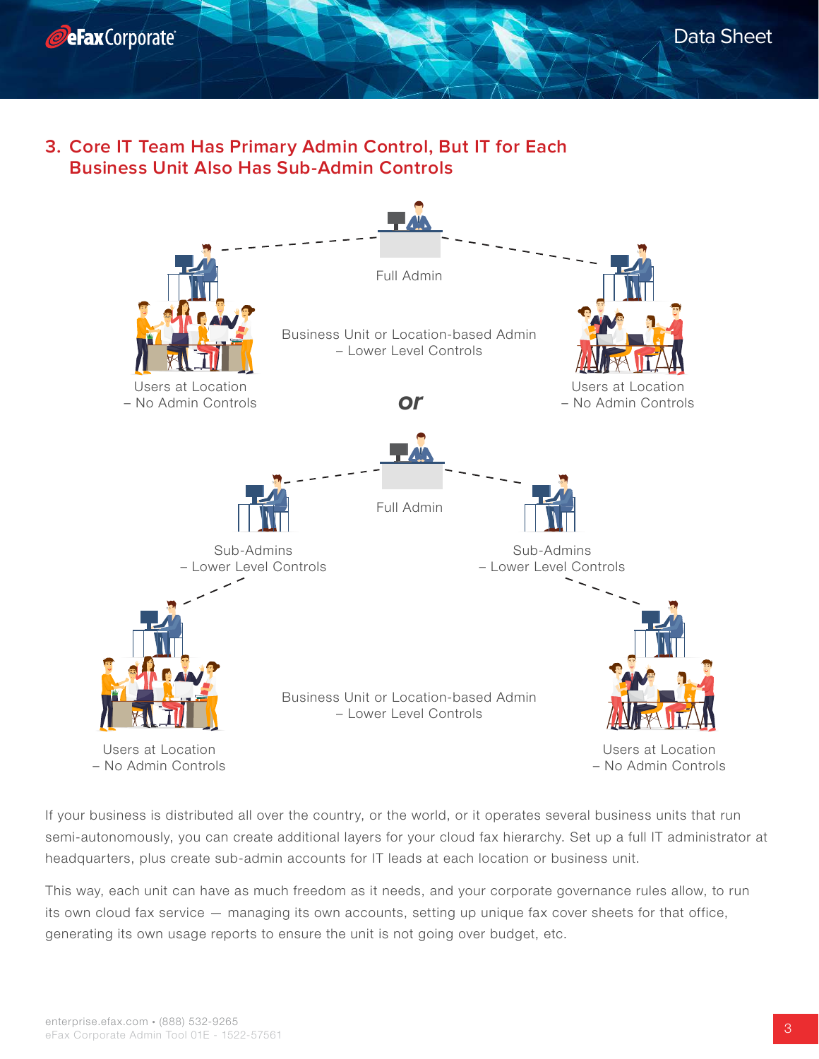## 3. Core IT Team Has Primary Admin Control, But IT for Each Business Unit Also Has Sub-Admin Controls

Full Admin

Business Unit or Location-based Admin – Lower Level Controls

Users at Location – No Admin Controls

Users at Location – No Admin Controls

*or*

Full Admin

Sub-Admins – Lower Level Controls

Sub-Admins – Lower Level Controls

Business Unit or Location-based Admin – Lower Level Controls

Users at Location – No Admin Controls

Users at Location – No Admin Controls

If your business is distributed all over the country, or the world, or it operates several business units that run semi-autonomously, you can create additional layers for your cloud fax hierarchy. Set up a full IT administrator at headquarters, plus create sub-admin accounts for IT leads at each location or business unit.

This way, each unit can have as much freedom as it needs, and your corporate governance rules allow, to run its own cloud fax service — managing its own accounts, setting up unique fax cover sheets for that office, generating its own usage reports to ensure the unit is not going over budget, etc.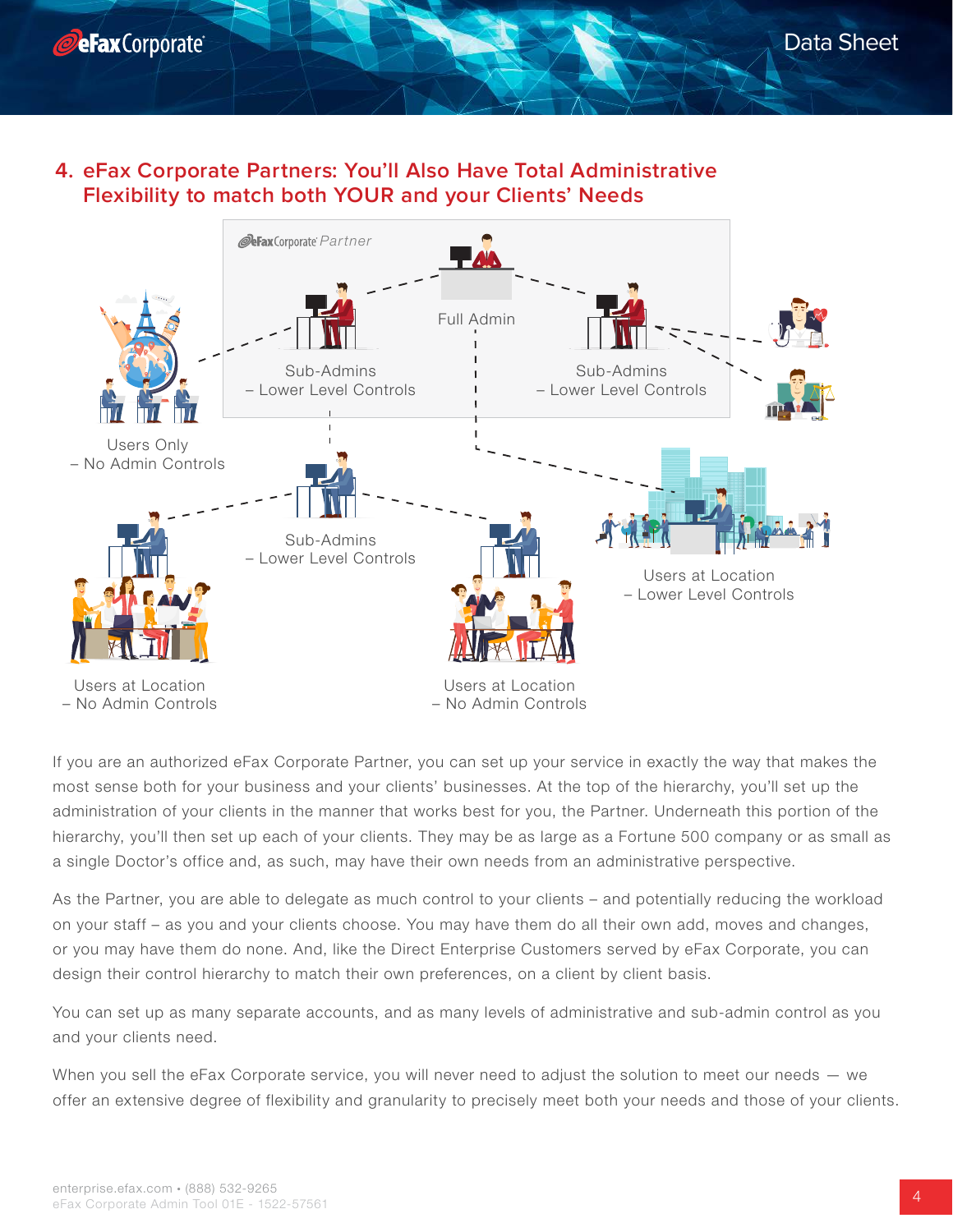## 4. eFax Corporate Partners: You'll Also Have Total Administrative Flexibility to match both YOUR and your Clients' Needs

eFax Corporate Partner

Full Admin

Sub-Admins – Lower Level Controls

Sub-Admins – Lower Level Controls

Users Only – No Admin Controls

Sub-Admins – Lower Level Controls

Users at Location – Lower Level Controls

Users at Location – No Admin Controls

Users at Location – No Admin Controls

If you are an authorized eFax Corporate Partner, you can set up your service in exactly the way that makes the most sense both for your business and your clients' businesses. At the top of the hierarchy, you'll set up the administration of your clients in the manner that works best for you, the Partner. Underneath this portion of the hierarchy, you'll then set up each of your clients. They may be as large as a Fortune 500 company or as small as a single Doctor's office and, as such, may have their own needs from an administrative perspective.

As the Partner, you are able to delegate as much control to your clients – and potentially reducing the workload on your staff – as you and your clients choose. You may have them do all their own add, moves and changes, or you may have them do none. And, like the Direct Enterprise Customers served by eFax Corporate, you can design their control hierarchy to match their own preferences, on a client by client basis.

You can set up as many separate accounts, and as many levels of administrative and sub-admin control as you and your clients need.

When you sell the eFax Corporate service, you will never need to adjust the solution to meet our needs — we offer an extensive degree of flexibility and granularity to precisely meet both your needs and those of your clients.

enterprise.efax.com • (888) 532-9265
eFax Corporate Admin Tool 01E - 1522-57561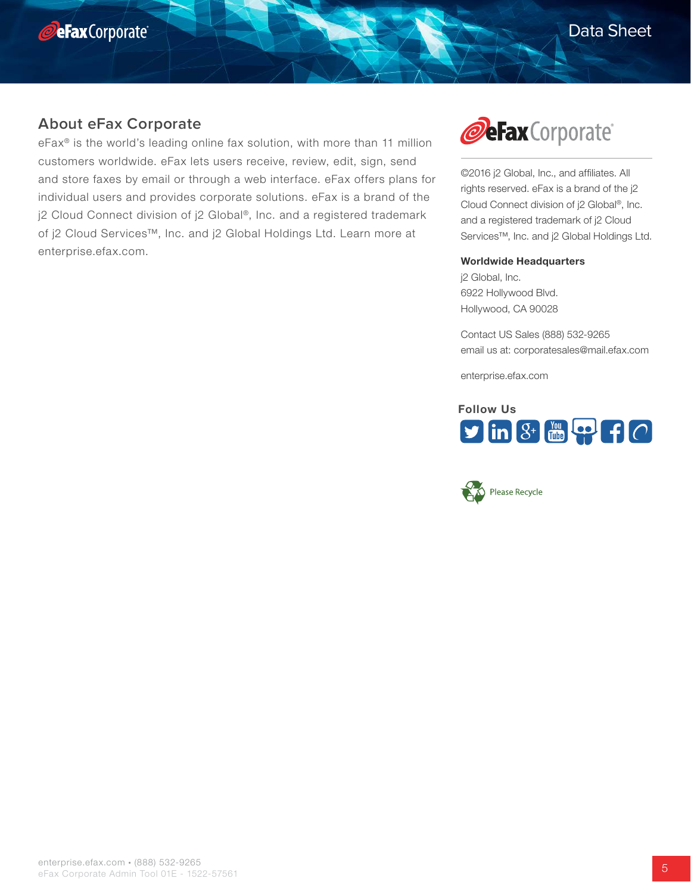## About eFax Corporate

eFax® is the world's leading online fax solution, with more than 11 million customers worldwide. eFax lets users receive, review, edit, sign, send and store faxes by email or through a web interface. eFax offers plans for individual users and provides corporate solutions. eFax is a brand of the j2 Cloud Connect division of j2 Global®, Inc. and a registered trademark of j2 Cloud Services™, Inc. and j2 Global Holdings Ltd. Learn more at enterprise.efax.com.

©2016 j2 Global, Inc., and affiliates. All rights reserved. eFax is a brand of the j2 Cloud Connect division of j2 Global®, Inc. and a registered trademark of j2 Cloud Services™, Inc. and j2 Global Holdings Ltd.

**Worldwide Headquarters**
j2 Global, Inc.
6922 Hollywood Blvd.
Hollywood, CA 90028

Contact US Sales (888) 532-9265
email us at: corporatesales@mail.efax.com

enterprise.efax.com

**Follow Us**

Please Recycle

enterprise.efax.com • (888) 532-9265
eFax Corporate Admin Tool 01E - 1522-57561